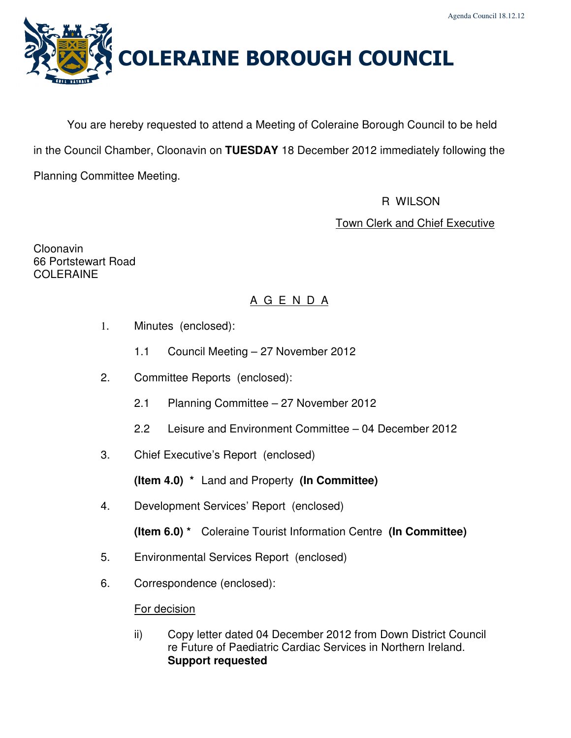# COLERAINE BOROUGH COUNCIL

You are hereby requested to attend a Meeting of Coleraine Borough Council to be held in the Council Chamber, Cloonavin on **TUESDAY** 18 December 2012 immediately following the Planning Committee Meeting.

R WILSON

Town Clerk and Chief Executive

Cloonavin
66 Portstewart Road
COLERAINE

## A G E N D A

1. Minutes (enclosed):

   1.1 Council Meeting – 27 November 2012

2. Committee Reports (enclosed):

   2.1 Planning Committee – 27 November 2012

   2.2 Leisure and Environment Committee – 04 December 2012

3. Chief Executive's Report (enclosed)

   **(Item 4.0) *** Land and Property **(In Committee)**

4. Development Services' Report (enclosed)

   **(Item 6.0) *** Coleraine Tourist Information Centre **(In Committee)**

5. Environmental Services Report (enclosed)

6. Correspondence (enclosed):

   For decision

   ii) Copy letter dated 04 December 2012 from Down District Council re Future of Paediatric Cardiac Services in Northern Ireland. **Support requested**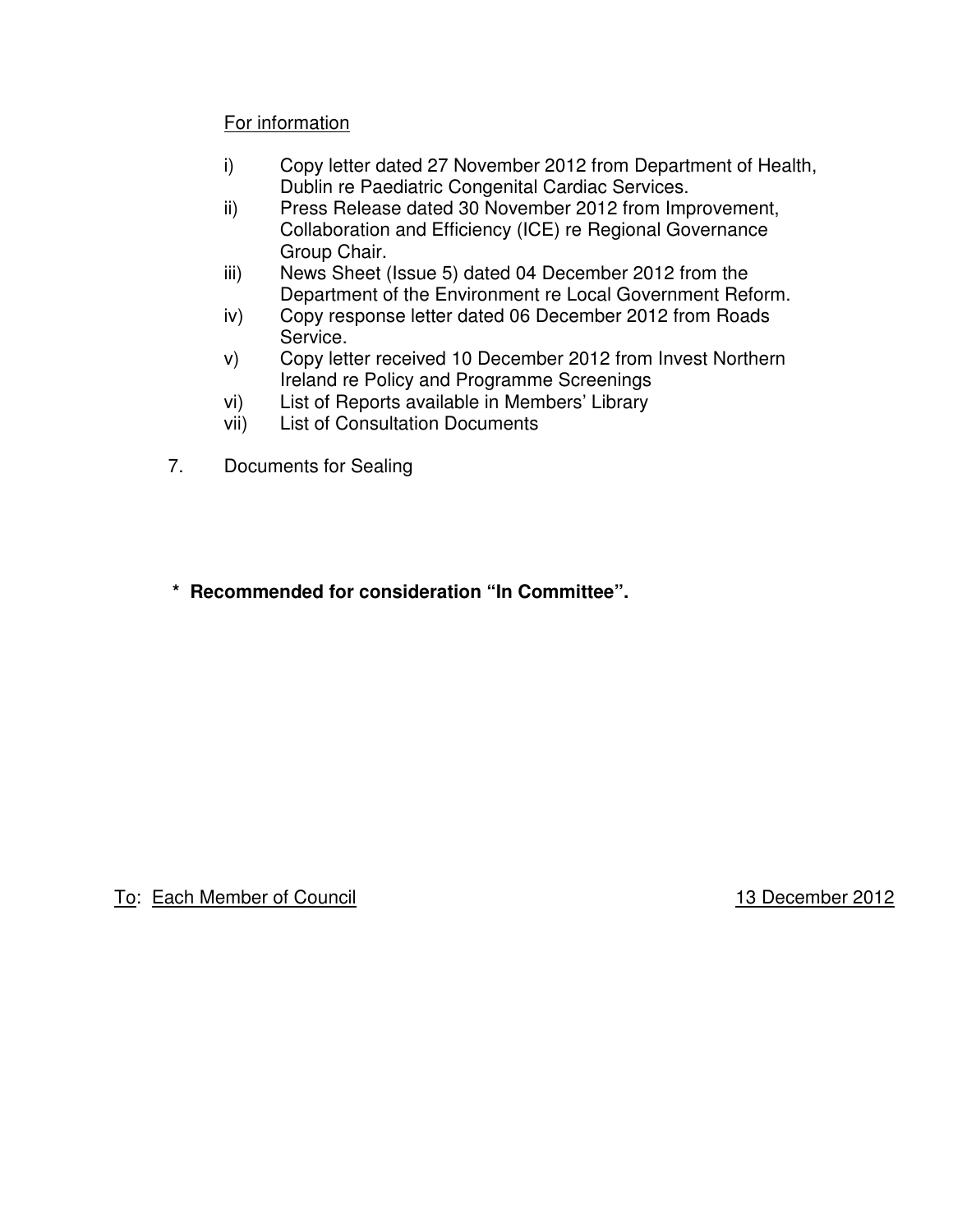For information

i) Copy letter dated 27 November 2012 from Department of Health, Dublin re Paediatric Congenital Cardiac Services.
ii) Press Release dated 30 November 2012 from Improvement, Collaboration and Efficiency (ICE) re Regional Governance Group Chair.
iii) News Sheet (Issue 5) dated 04 December 2012 from the Department of the Environment re Local Government Reform.
iv) Copy response letter dated 06 December 2012 from Roads Service.
v) Copy letter received 10 December 2012 from Invest Northern Ireland re Policy and Programme Screenings
vi) List of Reports available in Members' Library
vii) List of Consultation Documents

7. Documents for Sealing

**\* Recommended for consideration "In Committee".**

To: Each Member of Council

13 December 2012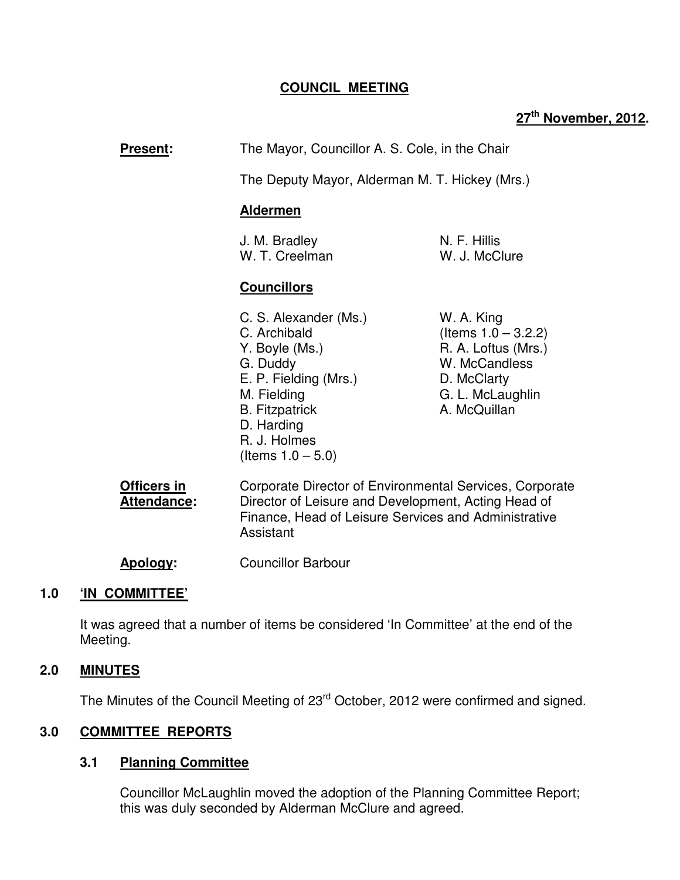# COUNCIL MEETING

**27th November, 2012.**

**Present:** The Mayor, Councillor A. S. Cole, in the Chair

The Deputy Mayor, Alderman M. T. Hickey (Mrs.)

**Aldermen**

J. M. Bradley
W. T. Creelman
N. F. Hillis
W. J. McClure

**Councillors**

C. S. Alexander (Ms.)
C. Archibald
Y. Boyle (Ms.)
G. Duddy
E. P. Fielding (Mrs.)
M. Fielding
B. Fitzpatrick
D. Harding
R. J. Holmes (Items 1.0 – 5.0)
W. A. King (Items 1.0 – 3.2.2)
R. A. Loftus (Mrs.)
W. McCandless
D. McClarty
G. L. McLaughlin
A. McQuillan

**Officers in Attendance:** Corporate Director of Environmental Services, Corporate Director of Leisure and Development, Acting Head of Finance, Head of Leisure Services and Administrative Assistant

**Apology:** Councillor Barbour

## 1.0 'IN COMMITTEE'

It was agreed that a number of items be considered 'In Committee' at the end of the Meeting.

## 2.0 MINUTES

The Minutes of the Council Meeting of 23rd October, 2012 were confirmed and signed.

## 3.0 COMMITTEE REPORTS

### 3.1 Planning Committee

Councillor McLaughlin moved the adoption of the Planning Committee Report; this was duly seconded by Alderman McClure and agreed.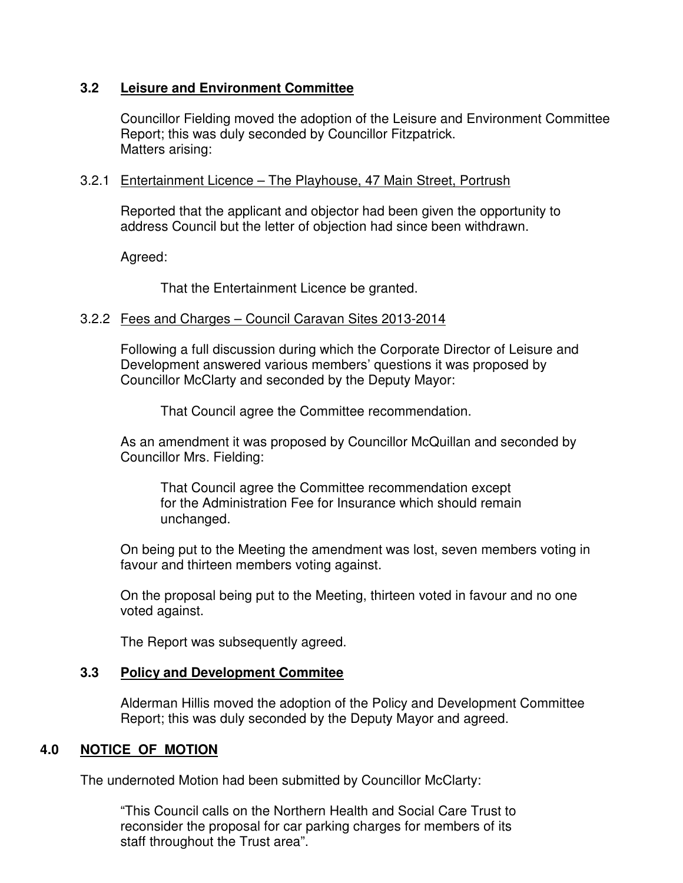### 3.2 Leisure and Environment Committee

Councillor Fielding moved the adoption of the Leisure and Environment Committee Report; this was duly seconded by Councillor Fitzpatrick.
Matters arising:

#### 3.2.1 Entertainment Licence – The Playhouse, 47 Main Street, Portrush

Reported that the applicant and objector had been given the opportunity to address Council but the letter of objection had since been withdrawn.

Agreed:

> That the Entertainment Licence be granted.

#### 3.2.2 Fees and Charges – Council Caravan Sites 2013-2014

Following a full discussion during which the Corporate Director of Leisure and Development answered various members' questions it was proposed by Councillor McClarty and seconded by the Deputy Mayor:

> That Council agree the Committee recommendation.

As an amendment it was proposed by Councillor McQuillan and seconded by Councillor Mrs. Fielding:

> That Council agree the Committee recommendation except for the Administration Fee for Insurance which should remain unchanged.

On being put to the Meeting the amendment was lost, seven members voting in favour and thirteen members voting against.

On the proposal being put to the Meeting, thirteen voted in favour and no one voted against.

The Report was subsequently agreed.

### 3.3 Policy and Development Commitee

Alderman Hillis moved the adoption of the Policy and Development Committee Report; this was duly seconded by the Deputy Mayor and agreed.

## 4.0 NOTICE OF MOTION

The undernoted Motion had been submitted by Councillor McClarty:

> "This Council calls on the Northern Health and Social Care Trust to reconsider the proposal for car parking charges for members of its staff throughout the Trust area".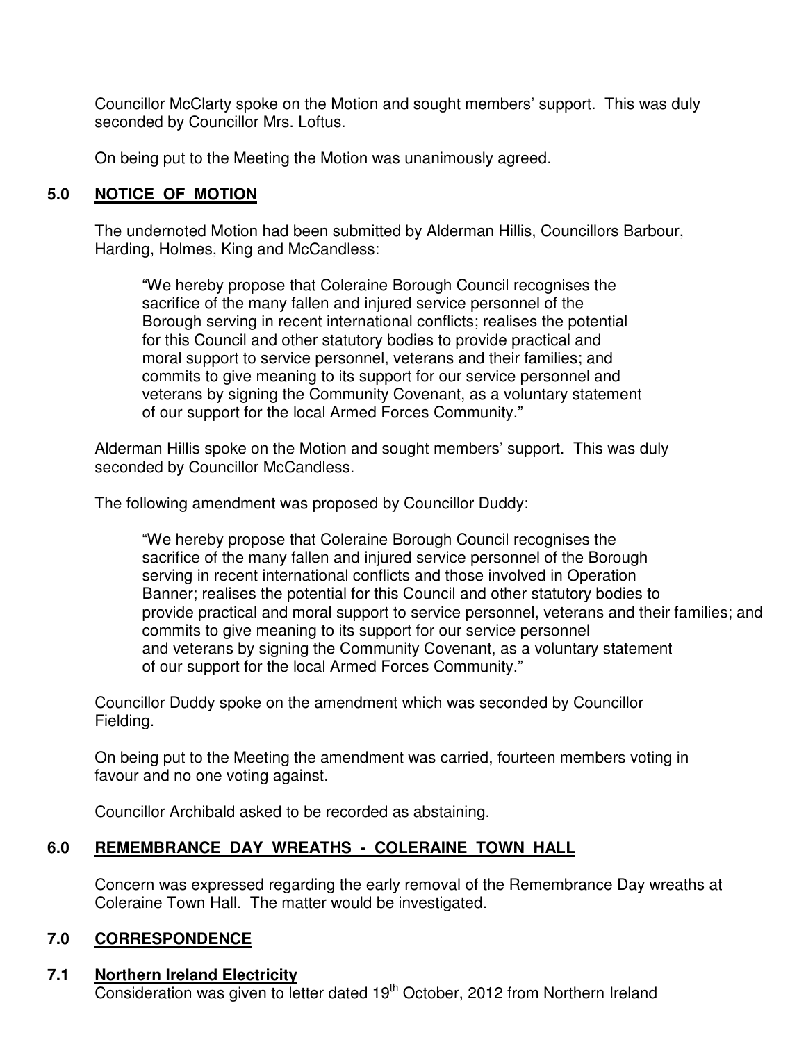Councillor McClarty spoke on the Motion and sought members' support. This was duly seconded by Councillor Mrs. Loftus.

On being put to the Meeting the Motion was unanimously agreed.

## 5.0 NOTICE OF MOTION

The undernoted Motion had been submitted by Alderman Hillis, Councillors Barbour, Harding, Holmes, King and McCandless:

> "We hereby propose that Coleraine Borough Council recognises the sacrifice of the many fallen and injured service personnel of the Borough serving in recent international conflicts; realises the potential for this Council and other statutory bodies to provide practical and moral support to service personnel, veterans and their families; and commits to give meaning to its support for our service personnel and veterans by signing the Community Covenant, as a voluntary statement of our support for the local Armed Forces Community."

Alderman Hillis spoke on the Motion and sought members' support. This was duly seconded by Councillor McCandless.

The following amendment was proposed by Councillor Duddy:

> "We hereby propose that Coleraine Borough Council recognises the sacrifice of the many fallen and injured service personnel of the Borough serving in recent international conflicts and those involved in Operation Banner; realises the potential for this Council and other statutory bodies to provide practical and moral support to service personnel, veterans and their families; and commits to give meaning to its support for our service personnel and veterans by signing the Community Covenant, as a voluntary statement of our support for the local Armed Forces Community."

Councillor Duddy spoke on the amendment which was seconded by Councillor Fielding.

On being put to the Meeting the amendment was carried, fourteen members voting in favour and no one voting against.

Councillor Archibald asked to be recorded as abstaining.

## 6.0 REMEMBRANCE DAY WREATHS - COLERAINE TOWN HALL

Concern was expressed regarding the early removal of the Remembrance Day wreaths at Coleraine Town Hall. The matter would be investigated.

## 7.0 CORRESPONDENCE

### 7.1 Northern Ireland Electricity

Consideration was given to letter dated 19th October, 2012 from Northern Ireland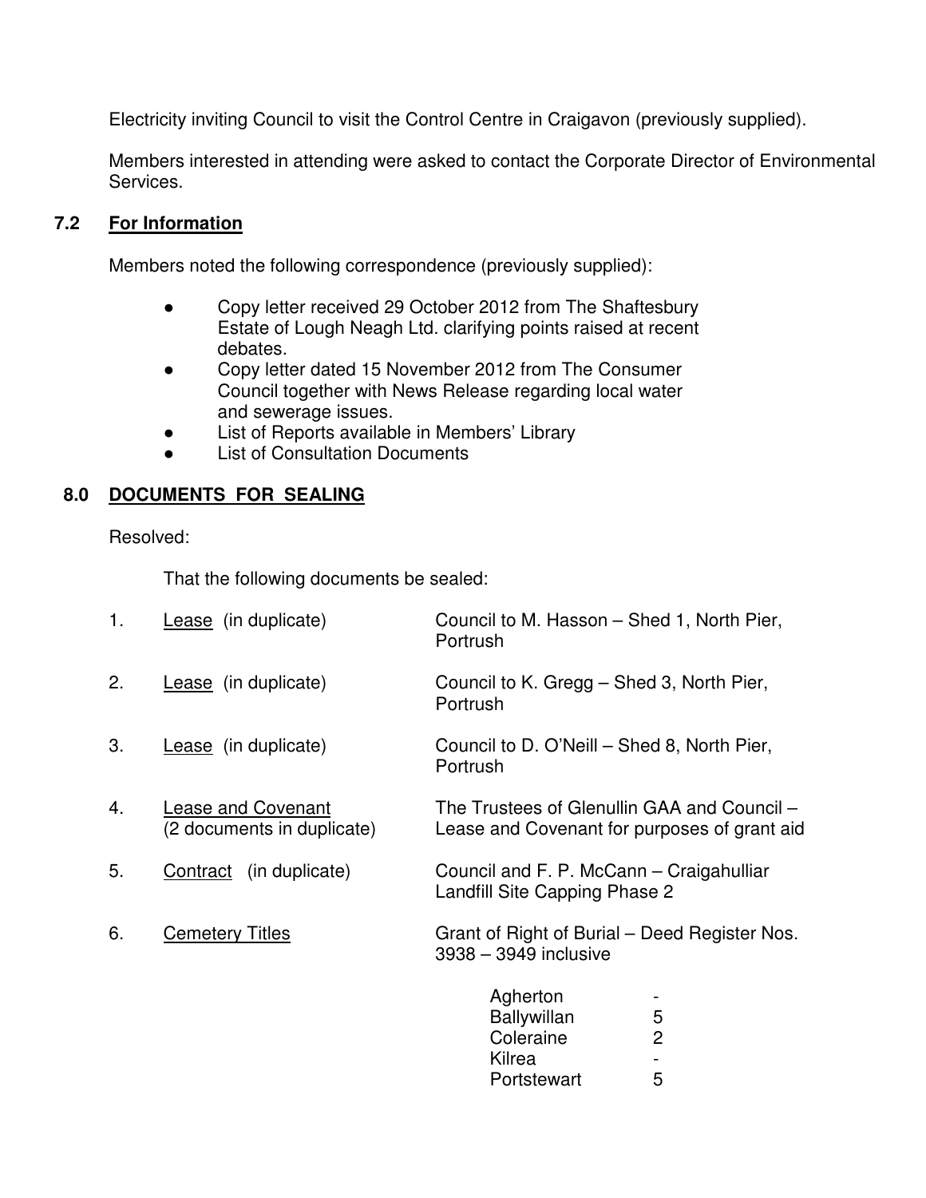Electricity inviting Council to visit the Control Centre in Craigavon (previously supplied).

Members interested in attending were asked to contact the Corporate Director of Environmental Services.

### 7.2 For Information

Members noted the following correspondence (previously supplied):

- Copy letter received 29 October 2012 from The Shaftesbury Estate of Lough Neagh Ltd. clarifying points raised at recent debates.
- Copy letter dated 15 November 2012 from The Consumer Council together with News Release regarding local water and sewerage issues.
- List of Reports available in Members' Library
- List of Consultation Documents

## 8.0 DOCUMENTS FOR SEALING

Resolved:

That the following documents be sealed:

| | | |
|---|---|---|
| 1. | Lease (in duplicate) | Council to M. Hasson – Shed 1, North Pier, Portrush |
| 2. | Lease (in duplicate) | Council to K. Gregg – Shed 3, North Pier, Portrush |
| 3. | Lease (in duplicate) | Council to D. O'Neill – Shed 8, North Pier, Portrush |
| 4. | Lease and Covenant (2 documents in duplicate) | The Trustees of Glenullin GAA and Council – Lease and Covenant for purposes of grant aid |
| 5. | Contract (in duplicate) | Council and F. P. McCann – Craigahulliar Landfill Site Capping Phase 2 |
| 6. | Cemetery Titles | Grant of Right of Burial – Deed Register Nos. 3938 – 3949 inclusive |

| | |
|---|---|
| Agherton | - |
| Ballywillan | 5 |
| Coleraine | 2 |
| Kilrea | - |
| Portstewart | 5 |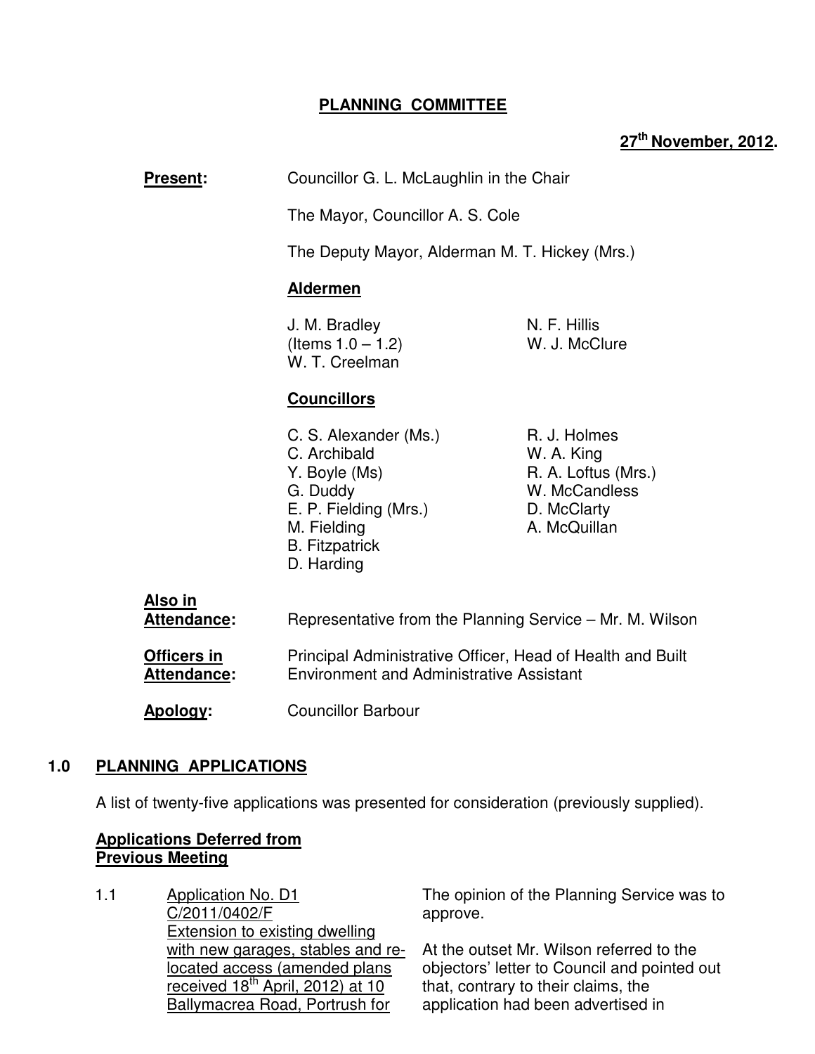# PLANNING COMMITTEE

**27th November, 2012.**

**Present:** Councillor G. L. McLaughlin in the Chair

The Mayor, Councillor A. S. Cole

The Deputy Mayor, Alderman M. T. Hickey (Mrs.)

**Aldermen**

| | |
|---|---|
| J. M. Bradley (Items 1.0 – 1.2) | N. F. Hillis |
| W. T. Creelman | W. J. McClure |

**Councillors**

| | |
|---|---|
| C. S. Alexander (Ms.) | R. J. Holmes |
| C. Archibald | W. A. King |
| Y. Boyle (Ms) | R. A. Loftus (Mrs.) |
| G. Duddy | W. McCandless |
| E. P. Fielding (Mrs.) | D. McClarty |
| M. Fielding | A. McQuillan |
| B. Fitzpatrick | |
| D. Harding | |

**Also in Attendance:** Representative from the Planning Service – Mr. M. Wilson

**Officers in Attendance:** Principal Administrative Officer, Head of Health and Built Environment and Administrative Assistant

**Apology:** Councillor Barbour

## 1.0 PLANNING APPLICATIONS

A list of twenty-five applications was presented for consideration (previously supplied).

**Applications Deferred from Previous Meeting**

1.1 Application No. D1 C/2011/0402/F Extension to existing dwelling with new garages, stables and re-located access (amended plans received 18th April, 2012) at 10 Ballymacrea Road, Portrush for

The opinion of the Planning Service was to approve.

At the outset Mr. Wilson referred to the objectors' letter to Council and pointed out that, contrary to their claims, the application had been advertised in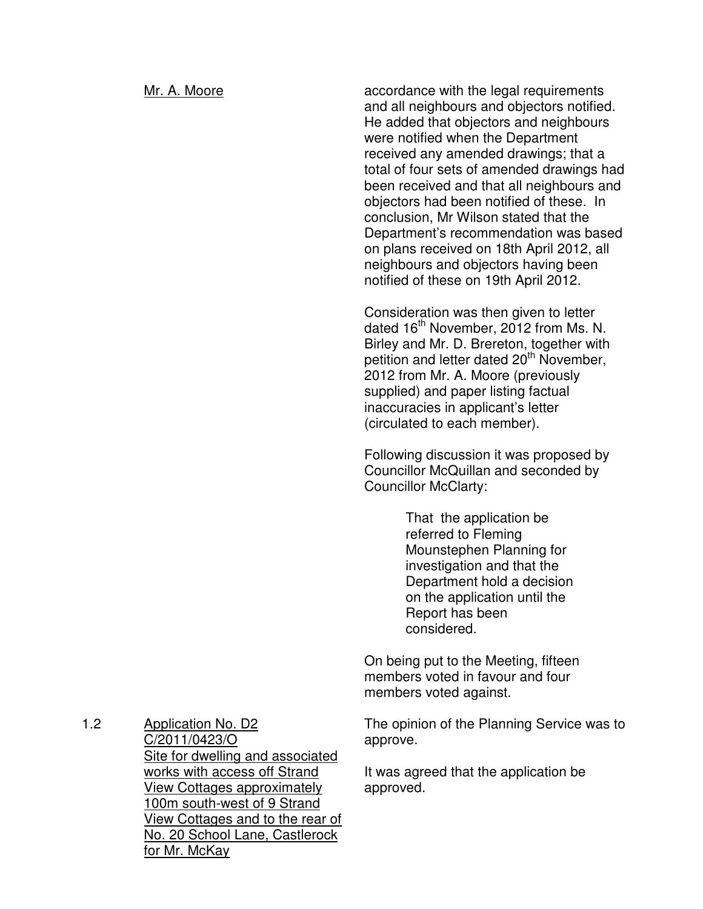Mr. A. Moore

accordance with the legal requirements and all neighbours and objectors notified. He added that objectors and neighbours were notified when the Department received any amended drawings; that a total of four sets of amended drawings had been received and that all neighbours and objectors had been notified of these. In conclusion, Mr Wilson stated that the Department's recommendation was based on plans received on 18th April 2012, all neighbours and objectors having been notified of these on 19th April 2012.

Consideration was then given to letter dated 16th November, 2012 from Ms. N. Birley and Mr. D. Brereton, together with petition and letter dated 20th November, 2012 from Mr. A. Moore (previously supplied) and paper listing factual inaccuracies in applicant's letter (circulated to each member).

Following discussion it was proposed by Councillor McQuillan and seconded by Councillor McClarty:

> That the application be referred to Fleming Mounstephen Planning for investigation and that the Department hold a decision on the application until the Report has been considered.

On being put to the Meeting, fifteen members voted in favour and four members voted against.

1.2 Application No. D2 C/2011/0423/O
Site for dwelling and associated works with access off Strand View Cottages approximately 100m south-west of 9 Strand View Cottages and to the rear of No. 20 School Lane, Castlerock for Mr. McKay

The opinion of the Planning Service was to approve.

It was agreed that the application be approved.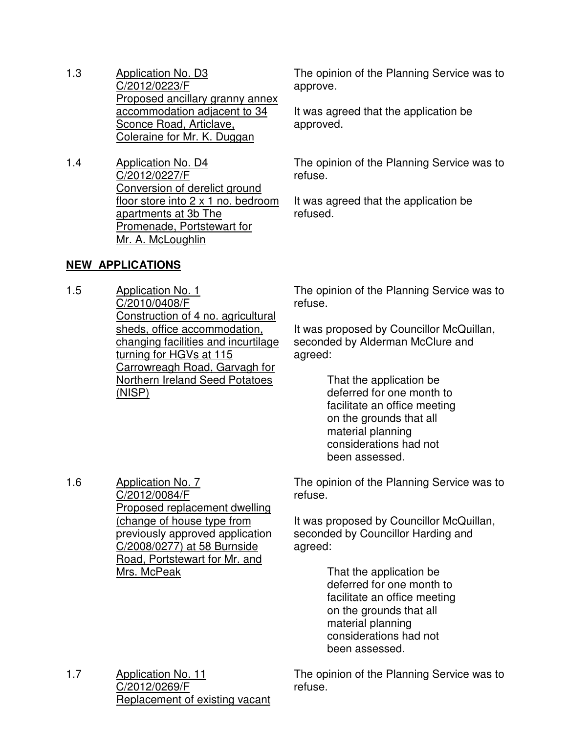1.3 Application No. D3
C/2012/0223/F
Proposed ancillary granny annex accommodation adjacent to 34 Sconce Road, Articlave, Coleraine for Mr. K. Duggan

The opinion of the Planning Service was to approve.

It was agreed that the application be approved.

1.4 Application No. D4
C/2012/0227/F
Conversion of derelict ground floor store into 2 x 1 no. bedroom apartments at 3b The Promenade, Portstewart for Mr. A. McLoughlin

The opinion of the Planning Service was to refuse.

It was agreed that the application be refused.

**NEW APPLICATIONS**

1.5 Application No. 1
C/2010/0408/F
Construction of 4 no. agricultural sheds, office accommodation, changing facilities and incurtilage turning for HGVs at 115 Carrowreagh Road, Garvagh for Northern Ireland Seed Potatoes (NISP)

The opinion of the Planning Service was to refuse.

It was proposed by Councillor McQuillan, seconded by Alderman McClure and agreed:

> That the application be deferred for one month to facilitate an office meeting on the grounds that all material planning considerations had not been assessed.

1.6 Application No. 7
C/2012/0084/F
Proposed replacement dwelling (change of house type from previously approved application C/2008/0277) at 58 Burnside Road, Portstewart for Mr. and Mrs. McPeak

The opinion of the Planning Service was to refuse.

It was proposed by Councillor McQuillan, seconded by Councillor Harding and agreed:

> That the application be deferred for one month to facilitate an office meeting on the grounds that all material planning considerations had not been assessed.

1.7 Application No. 11
C/2012/0269/F
Replacement of existing vacant

The opinion of the Planning Service was to refuse.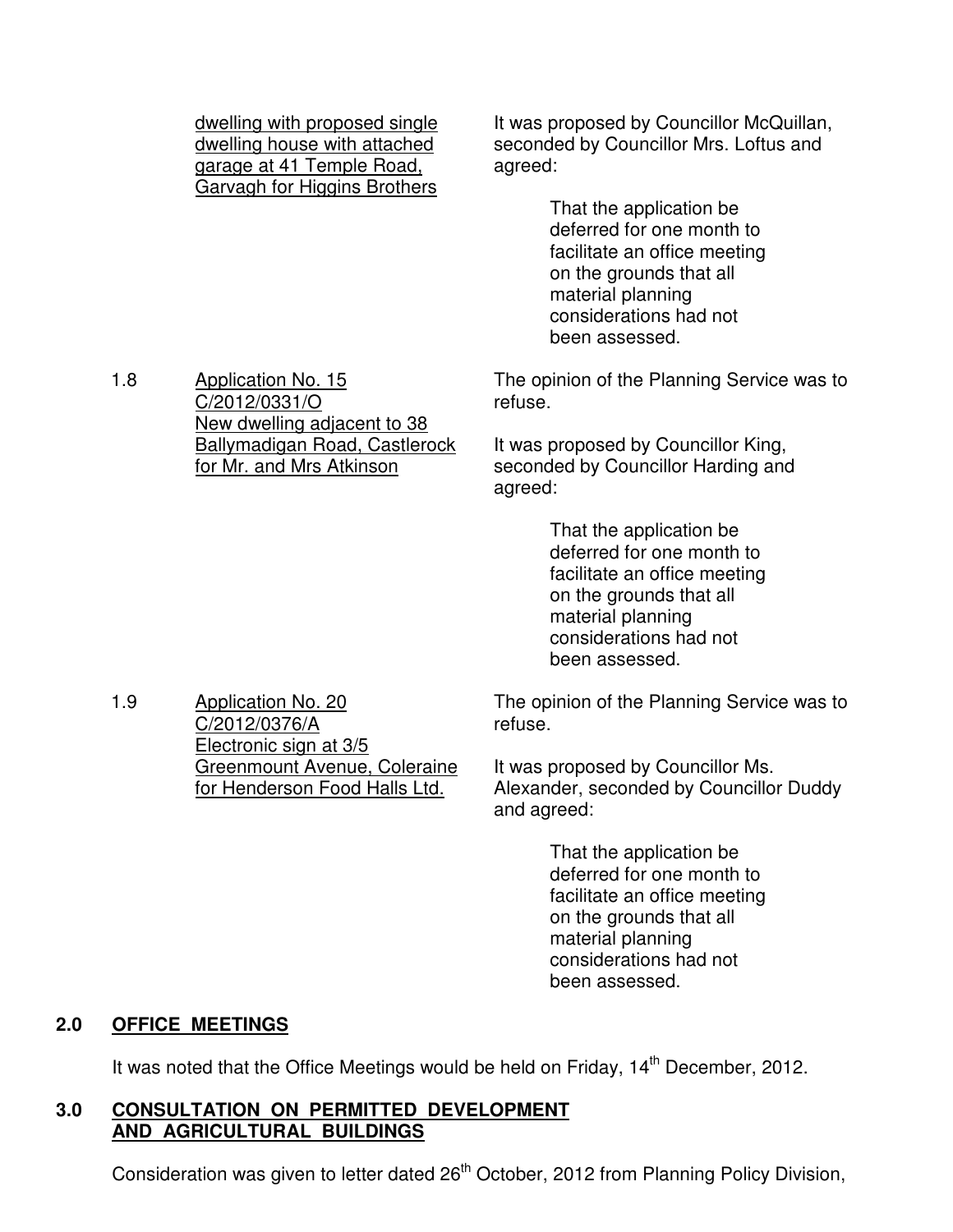| | <u>dwelling with proposed single dwelling house with attached garage at 41 Temple Road, Garvagh for Higgins Brothers</u> | It was proposed by Councillor McQuillan, seconded by Councillor Mrs. Loftus and agreed:<br><br>That the application be deferred for one month to facilitate an office meeting on the grounds that all material planning considerations had not been assessed. |
|---|---|---|
| 1.8 | <u>Application No. 15 C/2012/0331/O New dwelling adjacent to 38 Ballymadigan Road, Castlerock for Mr. and Mrs Atkinson</u> | The opinion of the Planning Service was to refuse.<br><br>It was proposed by Councillor King, seconded by Councillor Harding and agreed:<br><br>That the application be deferred for one month to facilitate an office meeting on the grounds that all material planning considerations had not been assessed. |
| 1.9 | <u>Application No. 20 C/2012/0376/A Electronic sign at 3/5 Greenmount Avenue, Coleraine for Henderson Food Halls Ltd.</u> | The opinion of the Planning Service was to refuse.<br><br>It was proposed by Councillor Ms. Alexander, seconded by Councillor Duddy and agreed:<br><br>That the application be deferred for one month to facilitate an office meeting on the grounds that all material planning considerations had not been assessed. |

## 2.0 OFFICE MEETINGS

It was noted that the Office Meetings would be held on Friday, 14th December, 2012.

## 3.0 CONSULTATION ON PERMITTED DEVELOPMENT AND AGRICULTURAL BUILDINGS

Consideration was given to letter dated 26th October, 2012 from Planning Policy Division,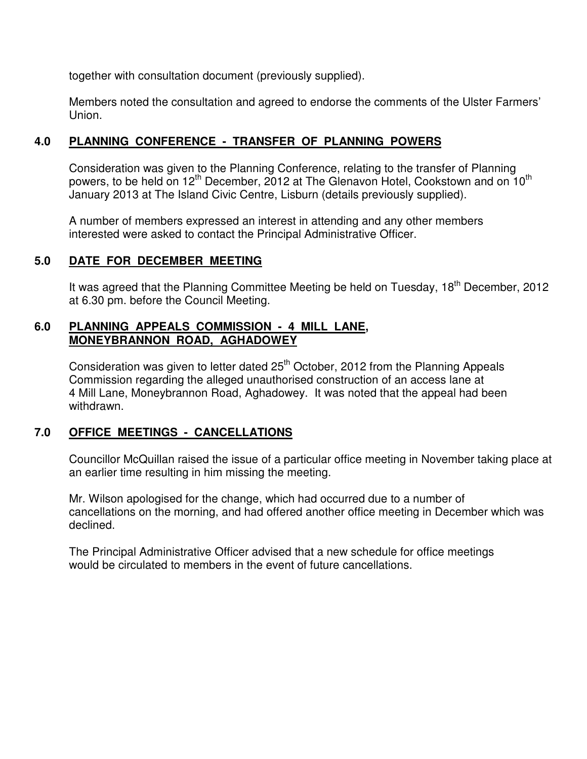together with consultation document (previously supplied).

Members noted the consultation and agreed to endorse the comments of the Ulster Farmers' Union.

## 4.0 PLANNING CONFERENCE - TRANSFER OF PLANNING POWERS

Consideration was given to the Planning Conference, relating to the transfer of Planning powers, to be held on 12th December, 2012 at The Glenavon Hotel, Cookstown and on 10th January 2013 at The Island Civic Centre, Lisburn (details previously supplied).

A number of members expressed an interest in attending and any other members interested were asked to contact the Principal Administrative Officer.

## 5.0 DATE FOR DECEMBER MEETING

It was agreed that the Planning Committee Meeting be held on Tuesday, 18th December, 2012 at 6.30 pm. before the Council Meeting.

## 6.0 PLANNING APPEALS COMMISSION - 4 MILL LANE, MONEYBRANNON ROAD, AGHADOWEY

Consideration was given to letter dated 25th October, 2012 from the Planning Appeals Commission regarding the alleged unauthorised construction of an access lane at 4 Mill Lane, Moneybrannon Road, Aghadowey. It was noted that the appeal had been withdrawn.

## 7.0 OFFICE MEETINGS - CANCELLATIONS

Councillor McQuillan raised the issue of a particular office meeting in November taking place at an earlier time resulting in him missing the meeting.

Mr. Wilson apologised for the change, which had occurred due to a number of cancellations on the morning, and had offered another office meeting in December which was declined.

The Principal Administrative Officer advised that a new schedule for office meetings would be circulated to members in the event of future cancellations.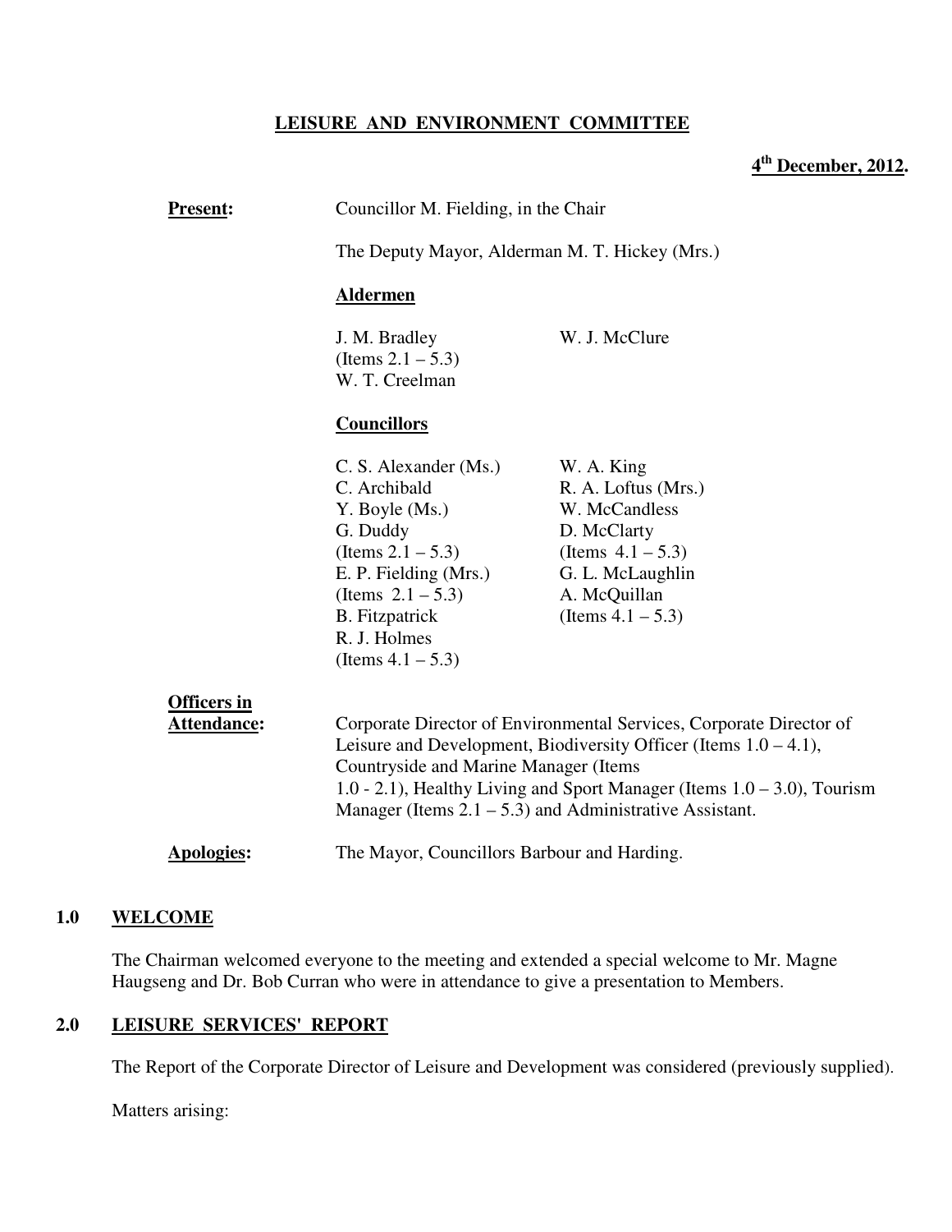# LEISURE AND ENVIRONMENT COMMITTEE

**4th December, 2012.**

**Present:** Councillor M. Fielding, in the Chair

The Deputy Mayor, Alderman M. T. Hickey (Mrs.)

**Aldermen**

J. M. Bradley (Items 2.1 – 5.3)
W. T. Creelman
W. J. McClure

**Councillors**

C. S. Alexander (Ms.)
C. Archibald
Y. Boyle (Ms.)
G. Duddy (Items 2.1 – 5.3)
E. P. Fielding (Mrs.) (Items 2.1 – 5.3)
B. Fitzpatrick
R. J. Holmes (Items 4.1 – 5.3)
W. A. King
R. A. Loftus (Mrs.)
W. McCandless
D. McClarty (Items 4.1 – 5.3)
G. L. McLaughlin
A. McQuillan (Items 4.1 – 5.3)

**Officers in Attendance:** Corporate Director of Environmental Services, Corporate Director of Leisure and Development, Biodiversity Officer (Items 1.0 – 4.1), Countryside and Marine Manager (Items 1.0 - 2.1), Healthy Living and Sport Manager (Items 1.0 – 3.0), Tourism Manager (Items 2.1 – 5.3) and Administrative Assistant.

**Apologies:** The Mayor, Councillors Barbour and Harding.

## 1.0 WELCOME

The Chairman welcomed everyone to the meeting and extended a special welcome to Mr. Magne Haugseng and Dr. Bob Curran who were in attendance to give a presentation to Members.

## 2.0 LEISURE SERVICES' REPORT

The Report of the Corporate Director of Leisure and Development was considered (previously supplied).

Matters arising: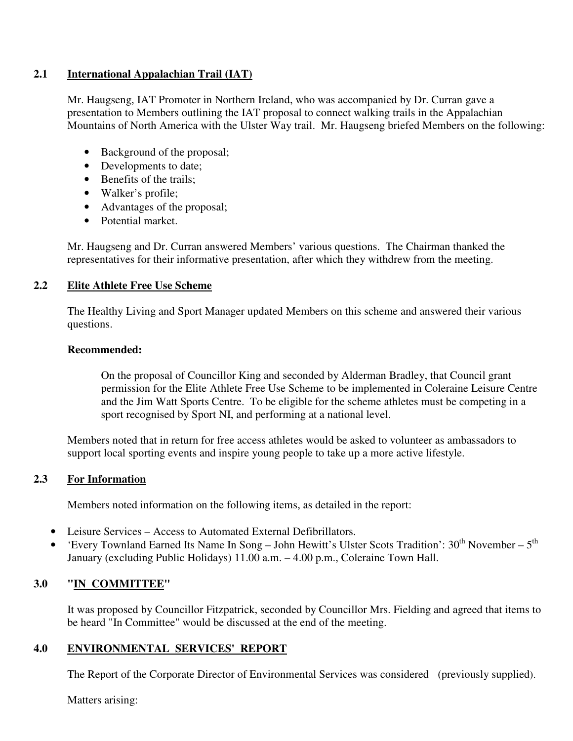## 2.1 International Appalachian Trail (IAT)

Mr. Haugseng, IAT Promoter in Northern Ireland, who was accompanied by Dr. Curran gave a presentation to Members outlining the IAT proposal to connect walking trails in the Appalachian Mountains of North America with the Ulster Way trail. Mr. Haugseng briefed Members on the following:

- Background of the proposal;
- Developments to date;
- Benefits of the trails;
- Walker's profile;
- Advantages of the proposal;
- Potential market.

Mr. Haugseng and Dr. Curran answered Members' various questions. The Chairman thanked the representatives for their informative presentation, after which they withdrew from the meeting.

## 2.2 Elite Athlete Free Use Scheme

The Healthy Living and Sport Manager updated Members on this scheme and answered their various questions.

**Recommended:**

> On the proposal of Councillor King and seconded by Alderman Bradley, that Council grant permission for the Elite Athlete Free Use Scheme to be implemented in Coleraine Leisure Centre and the Jim Watt Sports Centre. To be eligible for the scheme athletes must be competing in a sport recognised by Sport NI, and performing at a national level.

Members noted that in return for free access athletes would be asked to volunteer as ambassadors to support local sporting events and inspire young people to take up a more active lifestyle.

## 2.3 For Information

Members noted information on the following items, as detailed in the report:

- Leisure Services – Access to Automated External Defibrillators.
- 'Every Townland Earned Its Name In Song – John Hewitt's Ulster Scots Tradition': 30th November – 5th January (excluding Public Holidays) 11.00 a.m. – 4.00 p.m., Coleraine Town Hall.

## 3.0 "IN COMMITTEE"

It was proposed by Councillor Fitzpatrick, seconded by Councillor Mrs. Fielding and agreed that items to be heard "In Committee" would be discussed at the end of the meeting.

## 4.0 ENVIRONMENTAL SERVICES' REPORT

The Report of the Corporate Director of Environmental Services was considered (previously supplied).

Matters arising: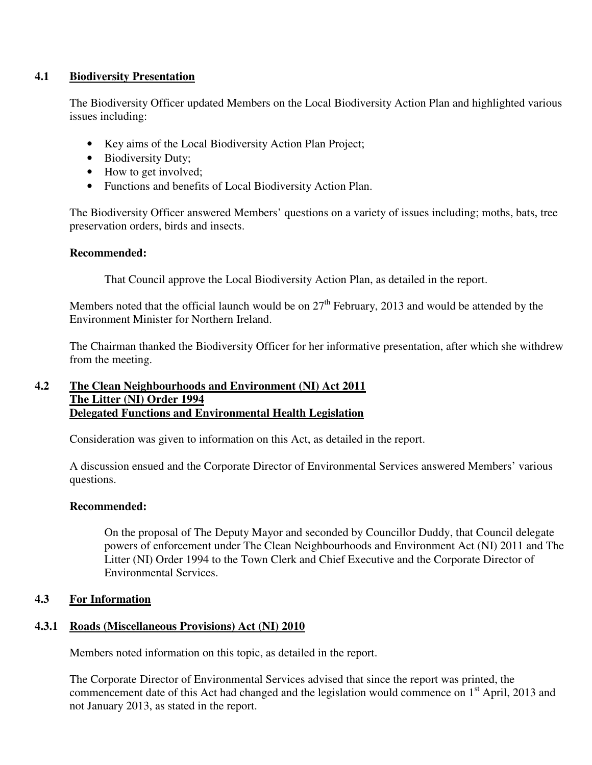## 4.1 Biodiversity Presentation

The Biodiversity Officer updated Members on the Local Biodiversity Action Plan and highlighted various issues including:

- Key aims of the Local Biodiversity Action Plan Project;
- Biodiversity Duty;
- How to get involved;
- Functions and benefits of Local Biodiversity Action Plan.

The Biodiversity Officer answered Members' questions on a variety of issues including; moths, bats, tree preservation orders, birds and insects.

**Recommended:**

That Council approve the Local Biodiversity Action Plan, as detailed in the report.

Members noted that the official launch would be on 27th February, 2013 and would be attended by the Environment Minister for Northern Ireland.

The Chairman thanked the Biodiversity Officer for her informative presentation, after which she withdrew from the meeting.

## 4.2 The Clean Neighbourhoods and Environment (NI) Act 2011 The Litter (NI) Order 1994 Delegated Functions and Environmental Health Legislation

Consideration was given to information on this Act, as detailed in the report.

A discussion ensued and the Corporate Director of Environmental Services answered Members' various questions.

**Recommended:**

On the proposal of The Deputy Mayor and seconded by Councillor Duddy, that Council delegate powers of enforcement under The Clean Neighbourhoods and Environment Act (NI) 2011 and The Litter (NI) Order 1994 to the Town Clerk and Chief Executive and the Corporate Director of Environmental Services.

## 4.3 For Information

### 4.3.1 Roads (Miscellaneous Provisions) Act (NI) 2010

Members noted information on this topic, as detailed in the report.

The Corporate Director of Environmental Services advised that since the report was printed, the commencement date of this Act had changed and the legislation would commence on 1st April, 2013 and not January 2013, as stated in the report.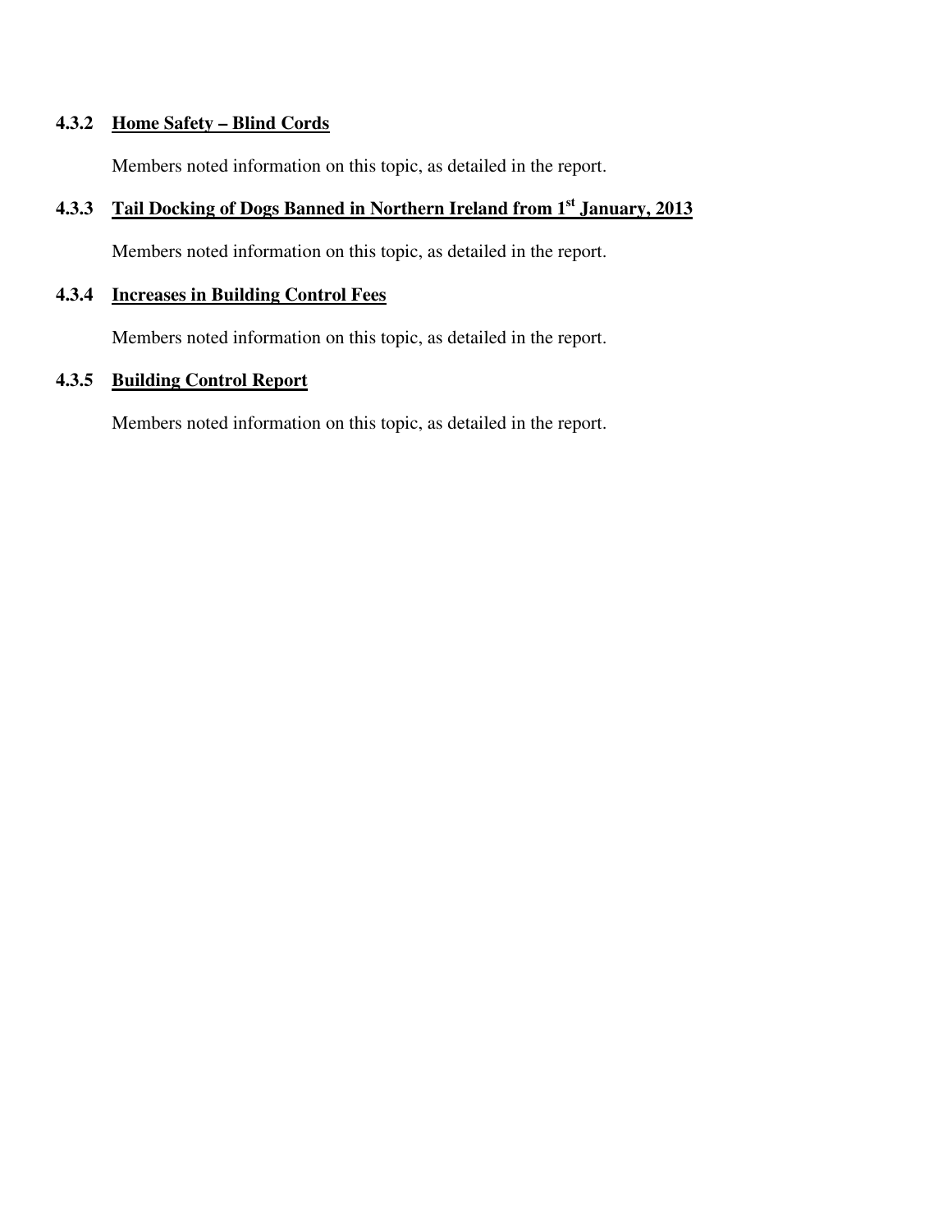**4.3.2 Home Safety – Blind Cords**

Members noted information on this topic, as detailed in the report.

**4.3.3 Tail Docking of Dogs Banned in Northern Ireland from 1st January, 2013**

Members noted information on this topic, as detailed in the report.

**4.3.4 Increases in Building Control Fees**

Members noted information on this topic, as detailed in the report.

**4.3.5 Building Control Report**

Members noted information on this topic, as detailed in the report.